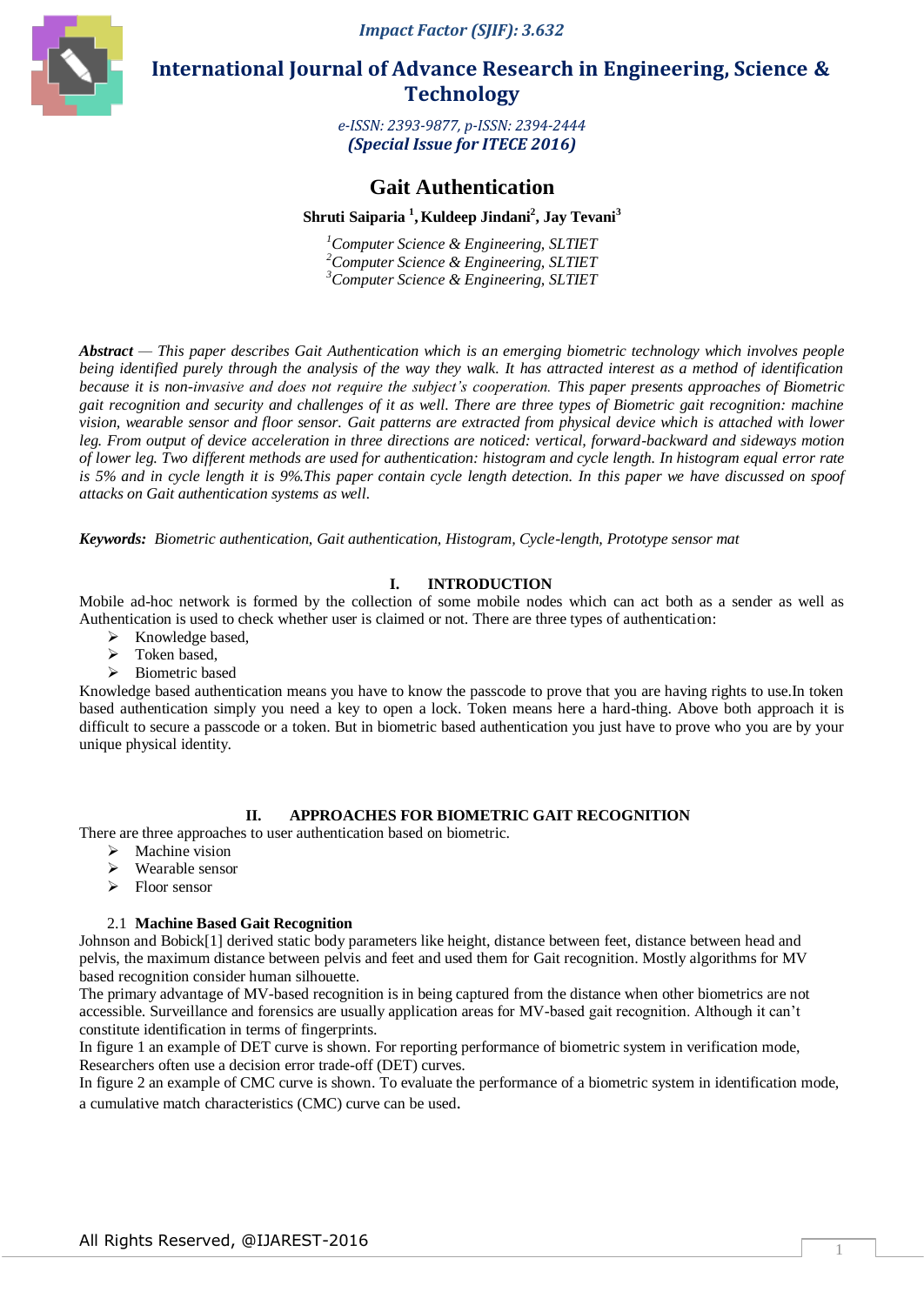**Impact Factor (SJIF): 3.632**

# International Journal of Advance Research in Engineering, Science & Technology

*e-ISSN: 2393-9877, p-ISSN: 2394-2444*
***(Special Issue for ITECE 2016)***

# Gait Authentication

**Shruti Saiparia [1], Kuldeep Jindani[2], Jay Tevani[3]**

[1]*Computer Science & Engineering, SLTIET*
[2]*Computer Science & Engineering, SLTIET*
[3]*Computer Science & Engineering, SLTIET*

***Abstract*** *— This paper describes Gait Authentication which is an emerging biometric technology which involves people being identified purely through the analysis of the way they walk. It has attracted interest as a method of identification because it is non-invasive and does not require the subject's cooperation. This paper presents approaches of Biometric gait recognition and security and challenges of it as well. There are three types of Biometric gait recognition: machine vision, wearable sensor and floor sensor. Gait patterns are extracted from physical device which is attached with lower leg. From output of device acceleration in three directions are noticed: vertical, forward-backward and sideways motion of lower leg. Two different methods are used for authentication: histogram and cycle length. In histogram equal error rate is 5% and in cycle length it is 9%.This paper contain cycle length detection. In this paper we have discussed on spoof attacks on Gait authentication systems as well.*

***Keywords:*** *Biometric authentication, Gait authentication, Histogram, Cycle-length, Prototype sensor mat*

## I. INTRODUCTION

Mobile ad-hoc network is formed by the collection of some mobile nodes which can act both as a sender as well as Authentication is used to check whether user is claimed or not. There are three types of authentication:

- Knowledge based,
- Token based,
- Biometric based

Knowledge based authentication means you have to know the passcode to prove that you are having rights to use.In token based authentication simply you need a key to open a lock. Token means here a hard-thing. Above both approach it is difficult to secure a passcode or a token. But in biometric based authentication you just have to prove who you are by your unique physical identity.

## II. APPROACHES FOR BIOMETRIC GAIT RECOGNITION

There are three approaches to user authentication based on biometric.

- Machine vision
- Wearable sensor
- Floor sensor

### 2.1 Machine Based Gait Recognition

Johnson and Bobick[1] derived static body parameters like height, distance between feet, distance between head and pelvis, the maximum distance between pelvis and feet and used them for Gait recognition. Mostly algorithms for MV based recognition consider human silhouette.

The primary advantage of MV-based recognition is in being captured from the distance when other biometrics are not accessible. Surveillance and forensics are usually application areas for MV-based gait recognition. Although it can't constitute identification in terms of fingerprints.

In figure 1 an example of DET curve is shown. For reporting performance of biometric system in verification mode, Researchers often use a decision error trade-off (DET) curves.

In figure 2 an example of CMC curve is shown. To evaluate the performance of a biometric system in identification mode, a cumulative match characteristics (CMC) curve can be used.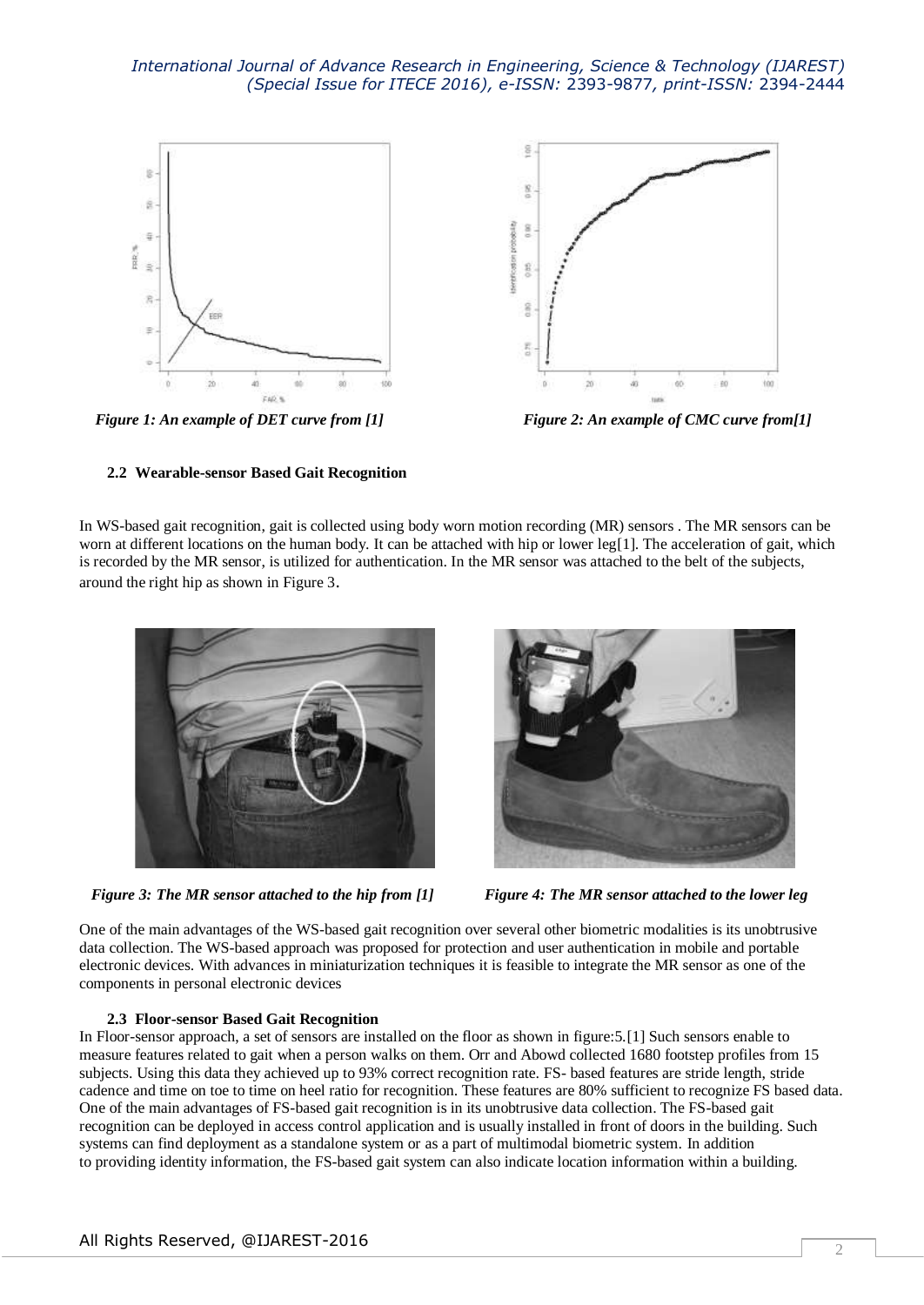*Figure 1: An example of DET curve from [1]*

*Figure 2: An example of CMC curve from[1]*

### 2.2 Wearable-sensor Based Gait Recognition

In WS-based gait recognition, gait is collected using body worn motion recording (MR) sensors . The MR sensors can be worn at different locations on the human body. It can be attached with hip or lower leg[1]. The acceleration of gait, which is recorded by the MR sensor, is utilized for authentication. In the MR sensor was attached to the belt of the subjects, around the right hip as shown in Figure 3.

*Figure 3: The MR sensor attached to the hip from [1]*

*Figure 4: The MR sensor attached to the lower leg*

One of the main advantages of the WS-based gait recognition over several other biometric modalities is its unobtrusive data collection. The WS-based approach was proposed for protection and user authentication in mobile and portable electronic devices. With advances in miniaturization techniques it is feasible to integrate the MR sensor as one of the components in personal electronic devices

### 2.3 Floor-sensor Based Gait Recognition

In Floor-sensor approach, a set of sensors are installed on the floor as shown in figure:5.[1] Such sensors enable to measure features related to gait when a person walks on them. Orr and Abowd collected 1680 footstep profiles from 15 subjects. Using this data they achieved up to 93% correct recognition rate. FS- based features are stride length, stride cadence and time on toe to time on heel ratio for recognition. These features are 80% sufficient to recognize FS based data. One of the main advantages of FS-based gait recognition is in its unobtrusive data collection. The FS-based gait recognition can be deployed in access control application and is usually installed in front of doors in the building. Such systems can find deployment as a standalone system or as a part of multimodal biometric system. In addition to providing identity information, the FS-based gait system can also indicate location information within a building.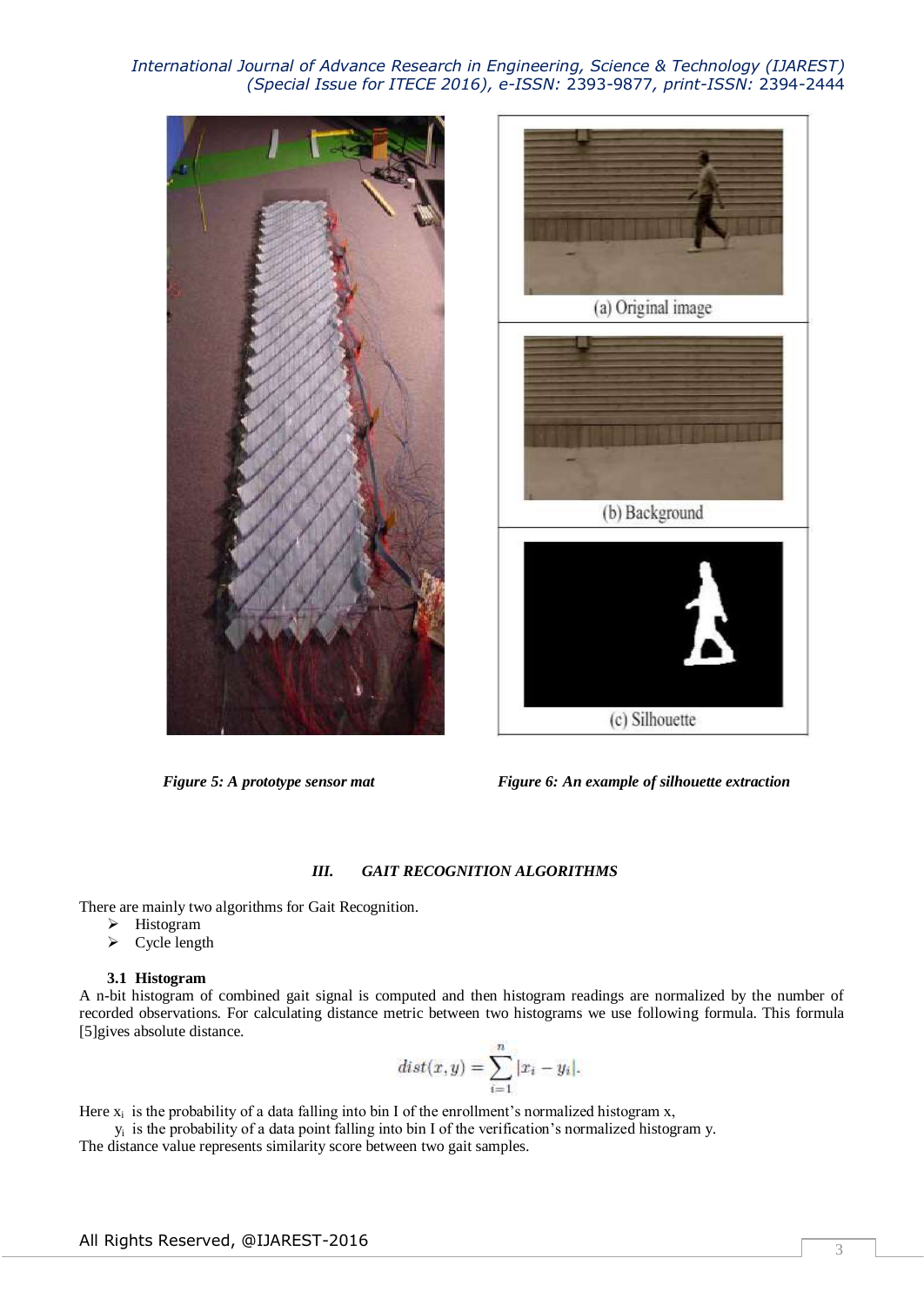Figure 5: A prototype sensor mat

Figure 6: An example of silhouette extraction

### III. GAIT RECOGNITION ALGORITHMS

There are mainly two algorithms for Gait Recognition.

- Histogram
- Cycle length

#### 3.1 Histogram

A n-bit histogram of combined gait signal is computed and then histogram readings are normalized by the number of recorded observations. For calculating distance metric between two histograms we use following formula. This formula [5]gives absolute distance.

$$dist(x, y) = \sum_{i=1}^{n} |x_i - y_i|.$$

Here $x_i$ is the probability of a data falling into bin I of the enrollment's normalized histogram x,
$y_i$ is the probability of a data point falling into bin I of the verification's normalized histogram y.
The distance value represents similarity score between two gait samples.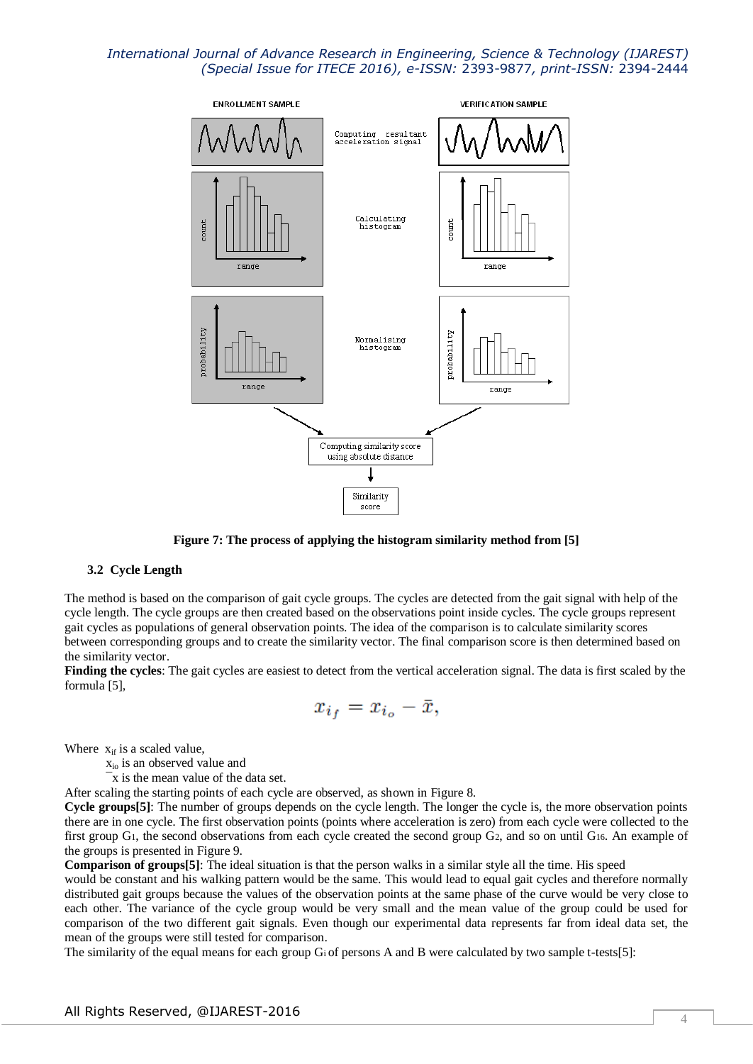**Figure 7: The process of applying the histogram similarity method from [5]**

### 3.2 Cycle Length

The method is based on the comparison of gait cycle groups. The cycles are detected from the gait signal with help of the cycle length. The cycle groups are then created based on the observations point inside cycles. The cycle groups represent gait cycles as populations of general observation points. The idea of the comparison is to calculate similarity scores between corresponding groups and to create the similarity vector. The final comparison score is then determined based on the similarity vector.

**Finding the cycles**: The gait cycles are easiest to detect from the vertical acceleration signal. The data is first scaled by the formula [5],

$$x_{i_f} = x_{i_o} - \bar{x},$$

Where $x_{if}$ is a scaled value,

$x_{io}$ is an observed value and

$\bar{x}$ is the mean value of the data set.

After scaling the starting points of each cycle are observed, as shown in Figure 8.

**Cycle groups[5]**: The number of groups depends on the cycle length. The longer the cycle is, the more observation points there are in one cycle. The first observation points (points where acceleration is zero) from each cycle were collected to the first group $G_1$, the second observations from each cycle created the second group $G_2$, and so on until $G_{16}$. An example of the groups is presented in Figure 9.

**Comparison of groups[5]**: The ideal situation is that the person walks in a similar style all the time. His speed would be constant and his walking pattern would be the same. This would lead to equal gait cycles and therefore normally distributed gait groups because the values of the observation points at the same phase of the curve would be very close to each other. The variance of the cycle group would be very small and the mean value of the group could be used for comparison of the two different gait signals. Even though our experimental data represents far from ideal data set, the mean of the groups were still tested for comparison.

The similarity of the equal means for each group $G_i$ of persons A and B were calculated by two sample t-tests[5]: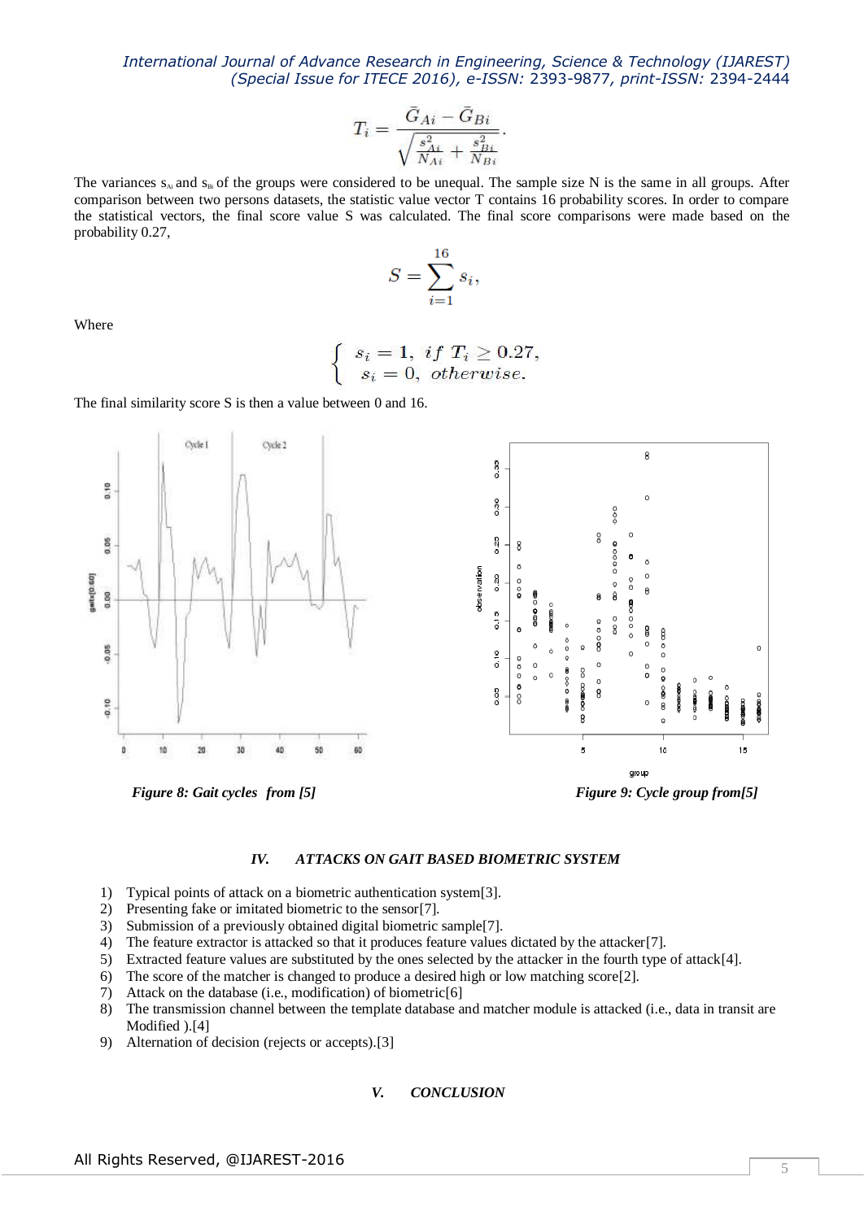$$T_i = \frac{\bar{G}_{Ai} - \bar{G}_{Bi}}{\sqrt{\frac{s_{Ai}^2}{N_{Ai}} + \frac{s_{Bi}^2}{N_{Bi}}}}.$$

The variances $s_{Ai}$ and $s_{Bi}$ of the groups were considered to be unequal. The sample size N is the same in all groups. After comparison between two persons datasets, the statistic value vector T contains 16 probability scores. In order to compare the statistical vectors, the final score value S was calculated. The final score comparisons were made based on the probability 0.27,

$$S = \sum_{i=1}^{16} s_i,$$

Where

$$\begin{cases} s_i = 1, \; if \; T_i \geq 0.27, \\ s_i = 0, \; otherwise. \end{cases}$$

The final similarity score S is then a value between 0 and 16.

*Figure 8: Gait cycles from [5]*

*Figure 9: Cycle group from[5]*

## IV. ATTACKS ON GAIT BASED BIOMETRIC SYSTEM

1) Typical points of attack on a biometric authentication system[3].
2) Presenting fake or imitated biometric to the sensor[7].
3) Submission of a previously obtained digital biometric sample[7].
4) The feature extractor is attacked so that it produces feature values dictated by the attacker[7].
5) Extracted feature values are substituted by the ones selected by the attacker in the fourth type of attack[4].
6) The score of the matcher is changed to produce a desired high or low matching score[2].
7) Attack on the database (i.e., modification) of biometric[6]
8) The transmission channel between the template database and matcher module is attacked (i.e., data in transit are Modified ).[4]
9) Alternation of decision (rejects or accepts).[3]

## V. CONCLUSION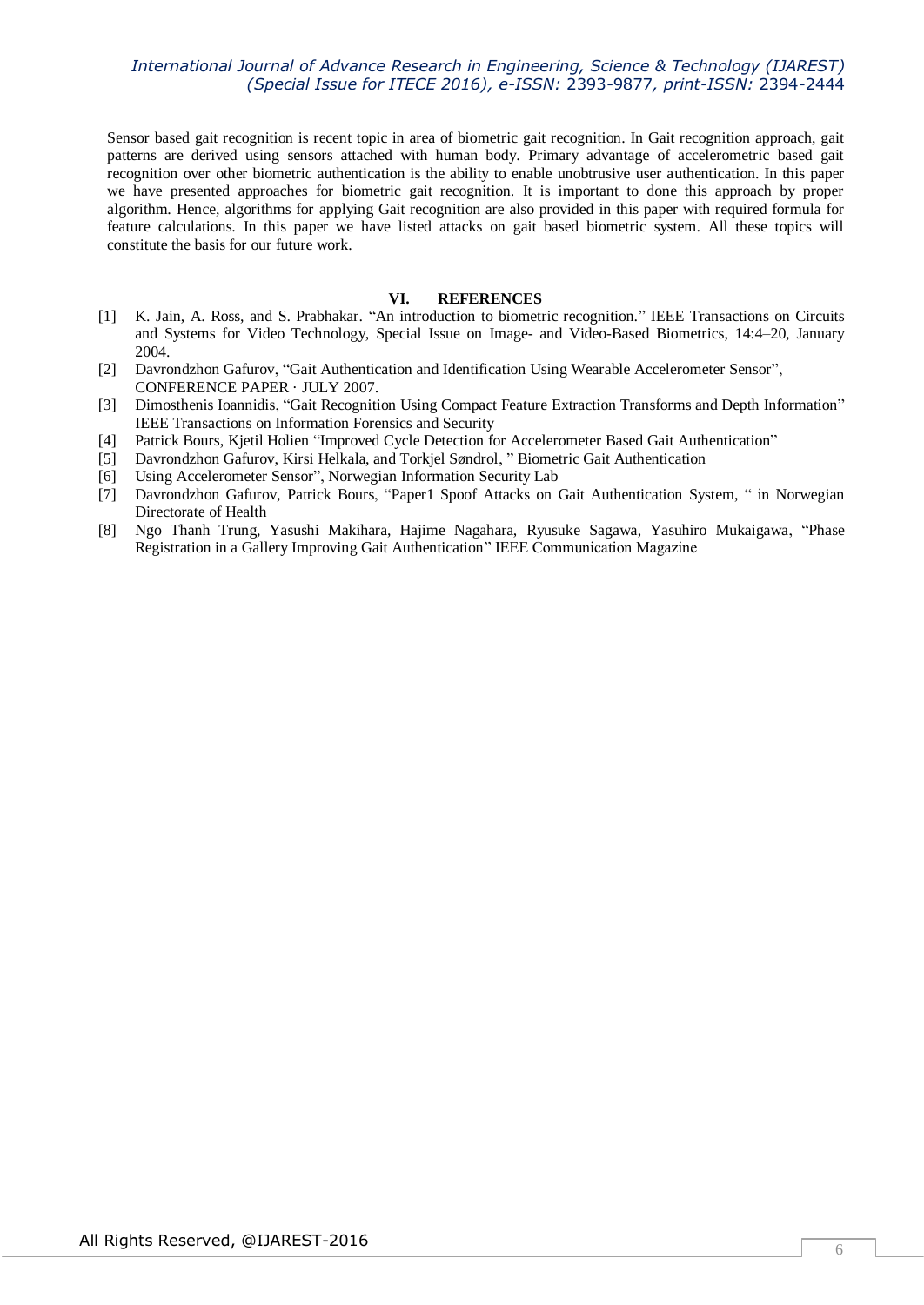Sensor based gait recognition is recent topic in area of biometric gait recognition. In Gait recognition approach, gait patterns are derived using sensors attached with human body. Primary advantage of accelerometric based gait recognition over other biometric authentication is the ability to enable unobtrusive user authentication. In this paper we have presented approaches for biometric gait recognition. It is important to done this approach by proper algorithm. Hence, algorithms for applying Gait recognition are also provided in this paper with required formula for feature calculations. In this paper we have listed attacks on gait based biometric system. All these topics will constitute the basis for our future work.

## VI. REFERENCES

[1] K. Jain, A. Ross, and S. Prabhakar. "An introduction to biometric recognition." IEEE Transactions on Circuits and Systems for Video Technology, Special Issue on Image- and Video-Based Biometrics, 14:4–20, January 2004.

[2] Davrondzhon Gafurov, "Gait Authentication and Identification Using Wearable Accelerometer Sensor", CONFERENCE PAPER · JULY 2007.

[3] Dimosthenis Ioannidis, "Gait Recognition Using Compact Feature Extraction Transforms and Depth Information" IEEE Transactions on Information Forensics and Security

[4] Patrick Bours, Kjetil Holien "Improved Cycle Detection for Accelerometer Based Gait Authentication"

[5] Davrondzhon Gafurov, Kirsi Helkala, and Torkjel Søndrol, " Biometric Gait Authentication

[6] Using Accelerometer Sensor", Norwegian Information Security Lab

[7] Davrondzhon Gafurov, Patrick Bours, "Paper1 Spoof Attacks on Gait Authentication System, " in Norwegian Directorate of Health

[8] Ngo Thanh Trung, Yasushi Makihara, Hajime Nagahara, Ryusuke Sagawa, Yasuhiro Mukaigawa, "Phase Registration in a Gallery Improving Gait Authentication" IEEE Communication Magazine